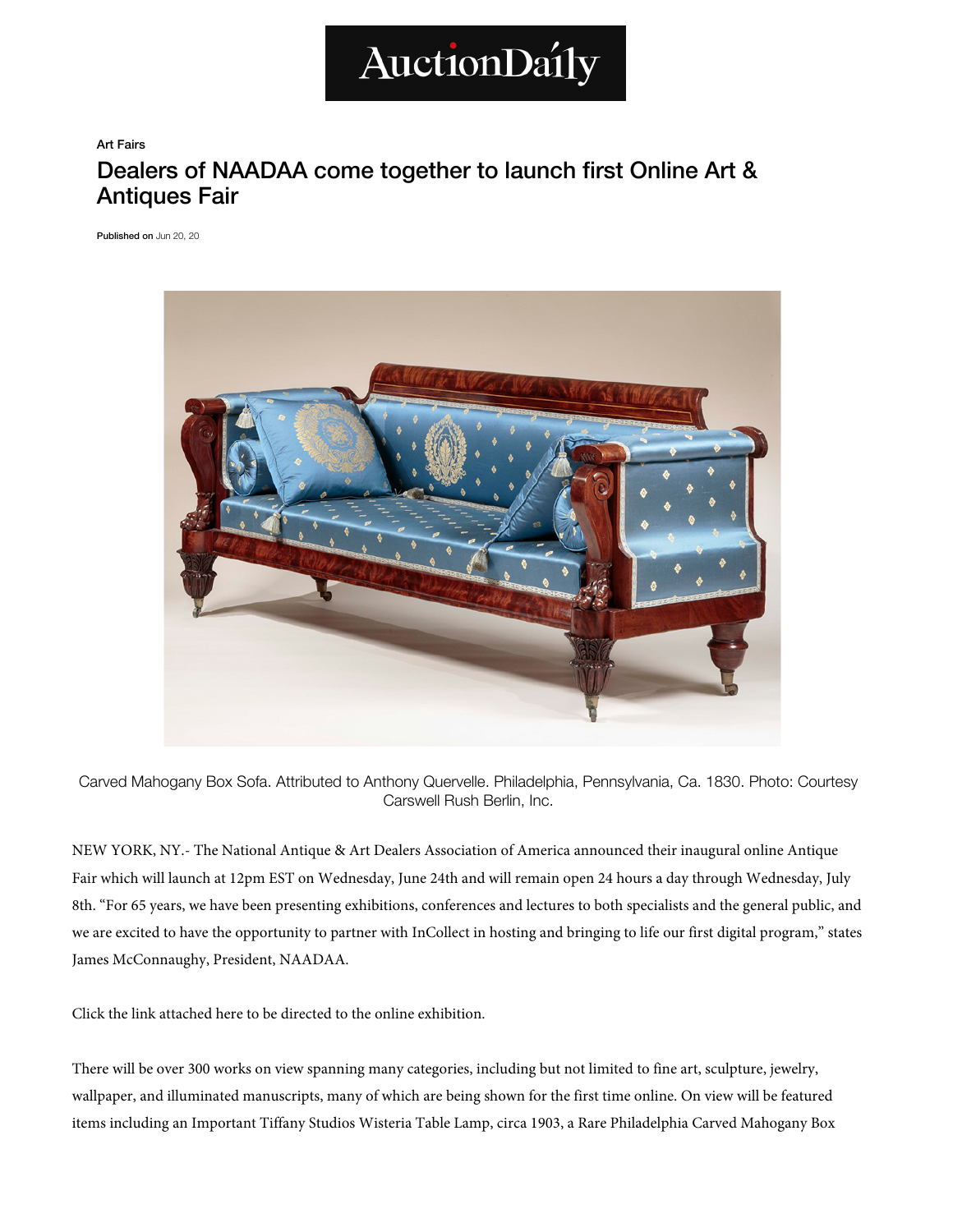AuctionDaily

Art Fairs

# Dealers of NAADAA come together to launch first Online Art & Antiques Fair

**Published on** Jun 20, 20

Carved Mahogany Box Sofa. Attributed to Anthony Quervelle. Philadelphia, Pennsylvania, Ca. 1830. Photo: Courtesy Carswell Rush Berlin, Inc.

NEW YORK, NY.- The National Antique & Art Dealers Association of America announced their inaugural online Antique Fair which will launch at 12pm EST on Wednesday, June 24th and will remain open 24 hours a day through Wednesday, July 8th. "For 65 years, we have been presenting exhibitions, conferences and lectures to both specialists and the general public, and we are excited to have the opportunity to partner with InCollect in hosting and bringing to life our first digital program," states James McConnaughy, President, NAADAA.

Click the link attached here to be directed to the online exhibition.

There will be over 300 works on view spanning many categories, including but not limited to fine art, sculpture, jewelry, wallpaper, and illuminated manuscripts, many of which are being shown for the first time online. On view will be featured items including an Important Tiffany Studios Wisteria Table Lamp, circa 1903, a Rare Philadelphia Carved Mahogany Box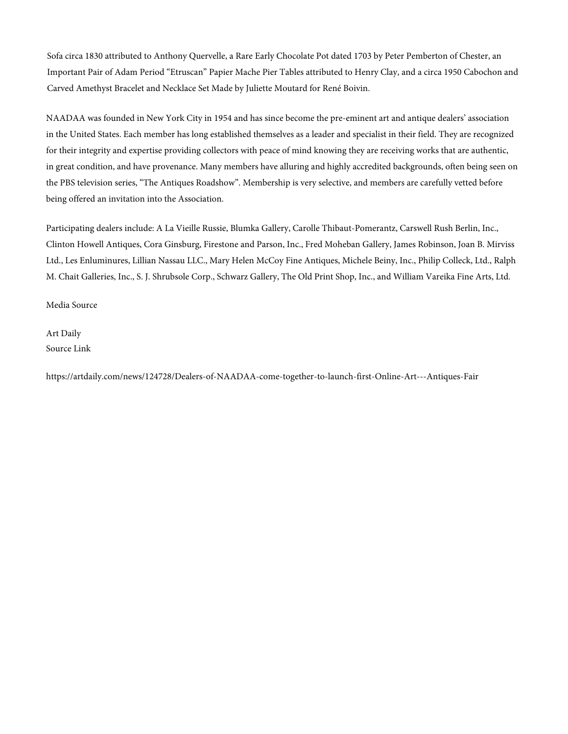Sofa circa 1830 attributed to Anthony Quervelle, a Rare Early Chocolate Pot dated 1703 by Peter Pemberton of Chester, an Important Pair of Adam Period "Etruscan" Papier Mache Pier Tables attributed to Henry Clay, and a circa 1950 Cabochon and Carved Amethyst Bracelet and Necklace Set Made by Juliette Moutard for René Boivin.

NAADAA was founded in New York City in 1954 and has since become the pre-eminent art and antique dealers' association in the United States. Each member has long established themselves as a leader and specialist in their field. They are recognized for their integrity and expertise providing collectors with peace of mind knowing they are receiving works that are authentic, in great condition, and have provenance. Many members have alluring and highly accredited backgrounds, often being seen on the PBS television series, "The Antiques Roadshow". Membership is very selective, and members are carefully vetted before being offered an invitation into the Association.

Participating dealers include: A La Vieille Russie, Blumka Gallery, Carolle Thibaut-Pomerantz, Carswell Rush Berlin, Inc., Clinton Howell Antiques, Cora Ginsburg, Firestone and Parson, Inc., Fred Moheban Gallery, James Robinson, Joan B. Mirviss Ltd., Les Enluminures, Lillian Nassau LLC., Mary Helen McCoy Fine Antiques, Michele Beiny, Inc., Philip Colleck, Ltd., Ralph M. Chait Galleries, Inc., S. J. Shrubsole Corp., Schwarz Gallery, The Old Print Shop, Inc., and William Vareika Fine Arts, Ltd.

Media Source

Art Daily
Source Link

https://artdaily.com/news/124728/Dealers-of-NAADAA-come-together-to-launch-first-Online-Art---Antiques-Fair